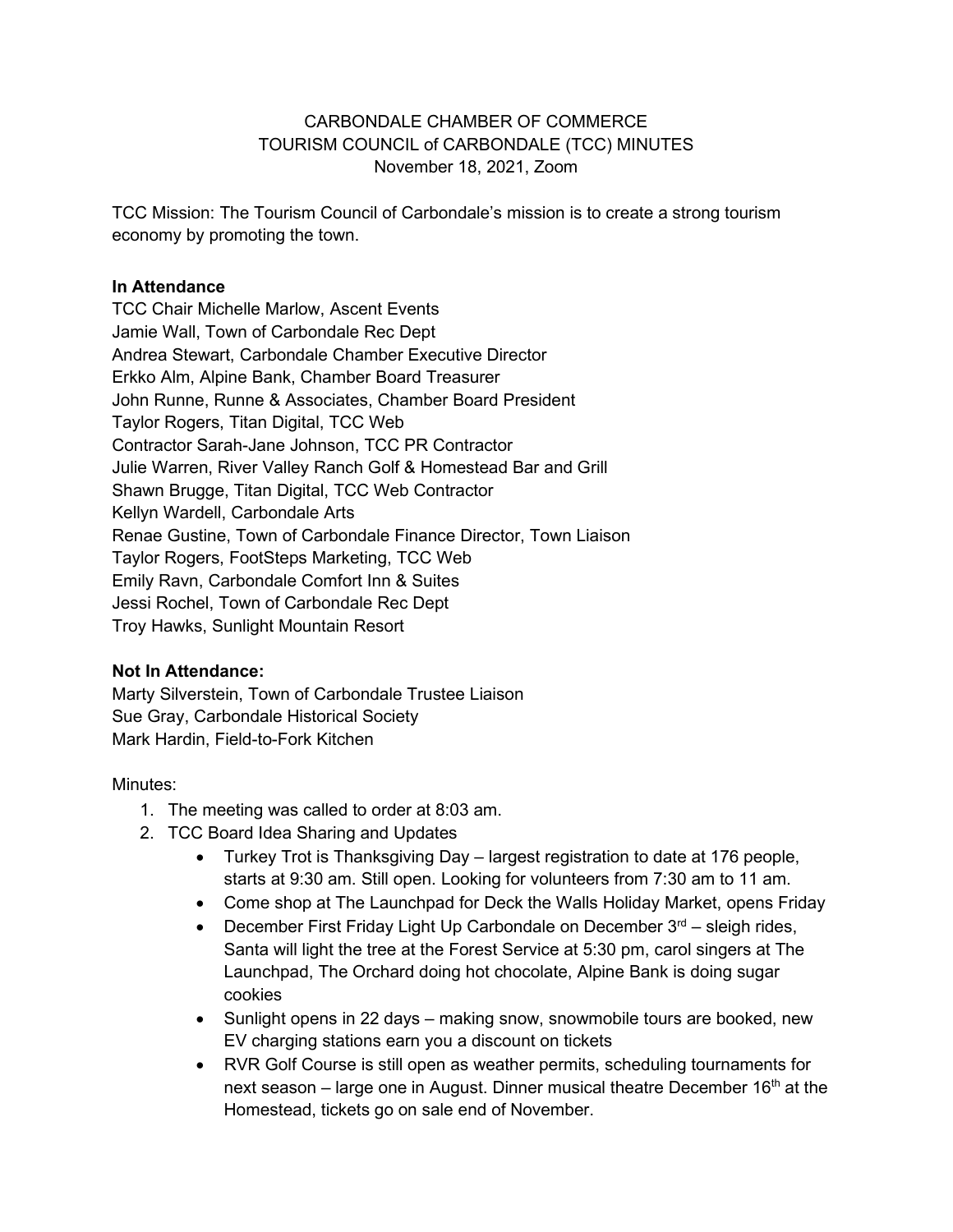CARBONDALE CHAMBER OF COMMERCE
TOURISM COUNCIL of CARBONDALE (TCC) MINUTES
November 18, 2021, Zoom

TCC Mission: The Tourism Council of Carbondale's mission is to create a strong tourism economy by promoting the town.

**In Attendance**

TCC Chair Michelle Marlow, Ascent Events
Jamie Wall, Town of Carbondale Rec Dept
Andrea Stewart, Carbondale Chamber Executive Director
Erkko Alm, Alpine Bank, Chamber Board Treasurer
John Runne, Runne & Associates, Chamber Board President
Taylor Rogers, Titan Digital, TCC Web
Contractor Sarah-Jane Johnson, TCC PR Contractor
Julie Warren, River Valley Ranch Golf & Homestead Bar and Grill
Shawn Brugge, Titan Digital, TCC Web Contractor
Kellyn Wardell, Carbondale Arts
Renae Gustine, Town of Carbondale Finance Director, Town Liaison
Taylor Rogers, FootSteps Marketing, TCC Web
Emily Ravn, Carbondale Comfort Inn & Suites
Jessi Rochel, Town of Carbondale Rec Dept
Troy Hawks, Sunlight Mountain Resort

**Not In Attendance:**

Marty Silverstein, Town of Carbondale Trustee Liaison
Sue Gray, Carbondale Historical Society
Mark Hardin, Field-to-Fork Kitchen

Minutes:

1. The meeting was called to order at 8:03 am.
2. TCC Board Idea Sharing and Updates
   - Turkey Trot is Thanksgiving Day – largest registration to date at 176 people, starts at 9:30 am. Still open. Looking for volunteers from 7:30 am to 11 am.
   - Come shop at The Launchpad for Deck the Walls Holiday Market, opens Friday
   - December First Friday Light Up Carbondale on December 3rd – sleigh rides, Santa will light the tree at the Forest Service at 5:30 pm, carol singers at The Launchpad, The Orchard doing hot chocolate, Alpine Bank is doing sugar cookies
   - Sunlight opens in 22 days – making snow, snowmobile tours are booked, new EV charging stations earn you a discount on tickets
   - RVR Golf Course is still open as weather permits, scheduling tournaments for next season – large one in August. Dinner musical theatre December 16th at the Homestead, tickets go on sale end of November.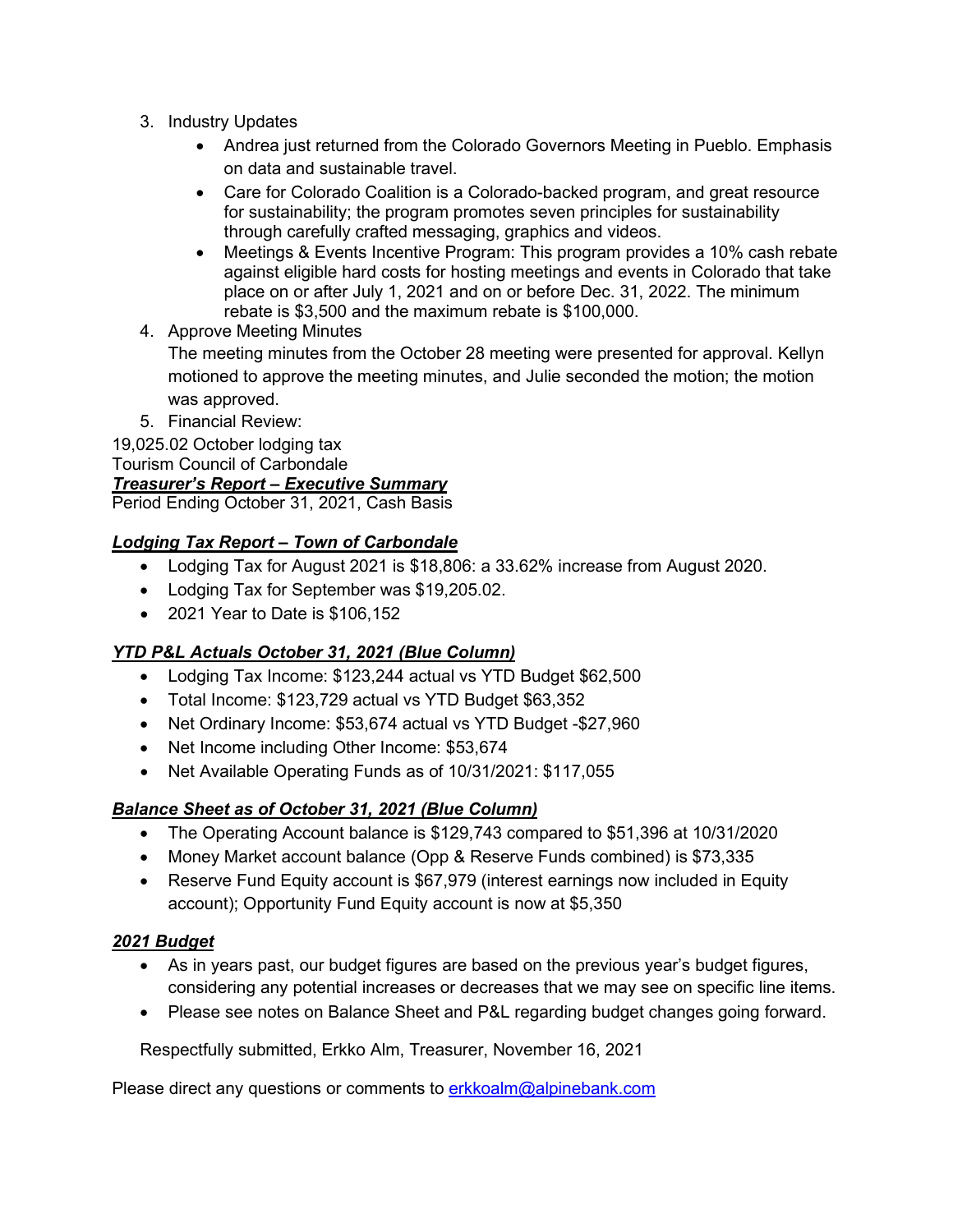3. Industry Updates
    - Andrea just returned from the Colorado Governors Meeting in Pueblo. Emphasis on data and sustainable travel.
    - Care for Colorado Coalition is a Colorado-backed program, and great resource for sustainability; the program promotes seven principles for sustainability through carefully crafted messaging, graphics and videos.
    - Meetings & Events Incentive Program: This program provides a 10% cash rebate against eligible hard costs for hosting meetings and events in Colorado that take place on or after July 1, 2021 and on or before Dec. 31, 2022. The minimum rebate is $3,500 and the maximum rebate is $100,000.
4. Approve Meeting Minutes

    The meeting minutes from the October 28 meeting were presented for approval. Kellyn motioned to approve the meeting minutes, and Julie seconded the motion; the motion was approved.
5. Financial Review:

19,025.02 October lodging tax

Tourism Council of Carbondale

***Treasurer's Report – Executive Summary***

Period Ending October 31, 2021, Cash Basis

***Lodging Tax Report – Town of Carbondale***

- Lodging Tax for August 2021 is $18,806: a 33.62% increase from August 2020.
- Lodging Tax for September was $19,205.02.
- 2021 Year to Date is $106,152

***YTD P&L Actuals October 31, 2021 (Blue Column)***

- Lodging Tax Income: $123,244 actual vs YTD Budget $62,500
- Total Income: $123,729 actual vs YTD Budget $63,352
- Net Ordinary Income: $53,674 actual vs YTD Budget -$27,960
- Net Income including Other Income: $53,674
- Net Available Operating Funds as of 10/31/2021: $117,055

***Balance Sheet as of October 31, 2021 (Blue Column)***

- The Operating Account balance is $129,743 compared to $51,396 at 10/31/2020
- Money Market account balance (Opp & Reserve Funds combined) is $73,335
- Reserve Fund Equity account is $67,979 (interest earnings now included in Equity account); Opportunity Fund Equity account is now at $5,350

***2021 Budget***

- As in years past, our budget figures are based on the previous year's budget figures, considering any potential increases or decreases that we may see on specific line items.
- Please see notes on Balance Sheet and P&L regarding budget changes going forward.

Respectfully submitted, Erkko Alm, Treasurer, November 16, 2021

Please direct any questions or comments to erkkoalm@alpinebank.com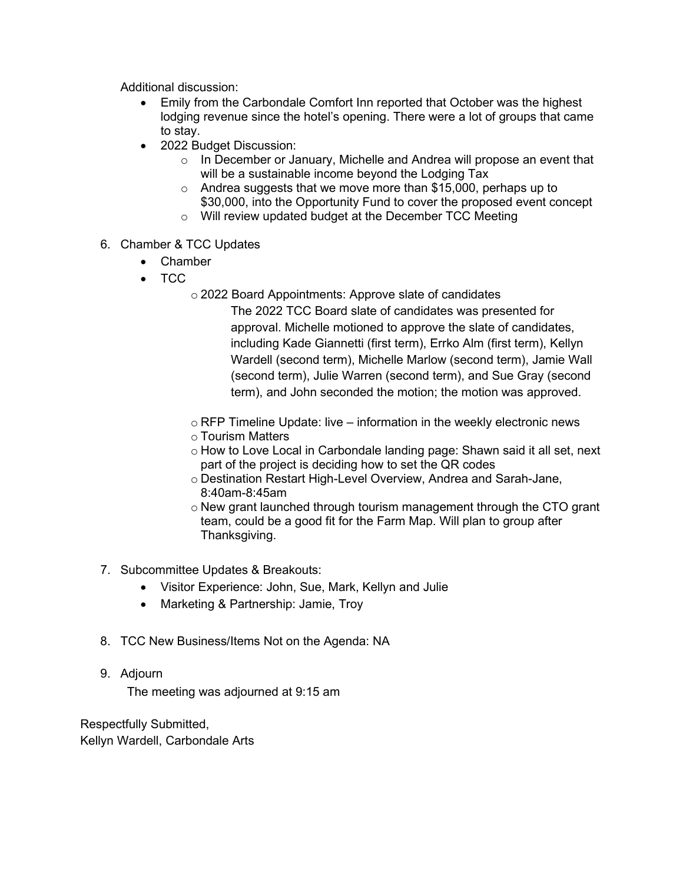Additional discussion:

- Emily from the Carbondale Comfort Inn reported that October was the highest lodging revenue since the hotel's opening. There were a lot of groups that came to stay.
- 2022 Budget Discussion:
  - In December or January, Michelle and Andrea will propose an event that will be a sustainable income beyond the Lodging Tax
  - Andrea suggests that we move more than $15,000, perhaps up to $30,000, into the Opportunity Fund to cover the proposed event concept
  - Will review updated budget at the December TCC Meeting

6. Chamber & TCC Updates
   - Chamber
   - TCC
     - 2022 Board Appointments: Approve slate of candidates

       The 2022 TCC Board slate of candidates was presented for approval. Michelle motioned to approve the slate of candidates, including Kade Giannetti (first term), Errko Alm (first term), Kellyn Wardell (second term), Michelle Marlow (second term), Jamie Wall (second term), Julie Warren (second term), and Sue Gray (second term), and John seconded the motion; the motion was approved.

     - RFP Timeline Update: live – information in the weekly electronic news
     - Tourism Matters
     - How to Love Local in Carbondale landing page: Shawn said it all set, next part of the project is deciding how to set the QR codes
     - Destination Restart High-Level Overview, Andrea and Sarah-Jane, 8:40am-8:45am
     - New grant launched through tourism management through the CTO grant team, could be a good fit for the Farm Map. Will plan to group after Thanksgiving.

7. Subcommittee Updates & Breakouts:
   - Visitor Experience: John, Sue, Mark, Kellyn and Julie
   - Marketing & Partnership: Jamie, Troy

8. TCC New Business/Items Not on the Agenda: NA

9. Adjourn

   The meeting was adjourned at 9:15 am

Respectfully Submitted,
Kellyn Wardell, Carbondale Arts